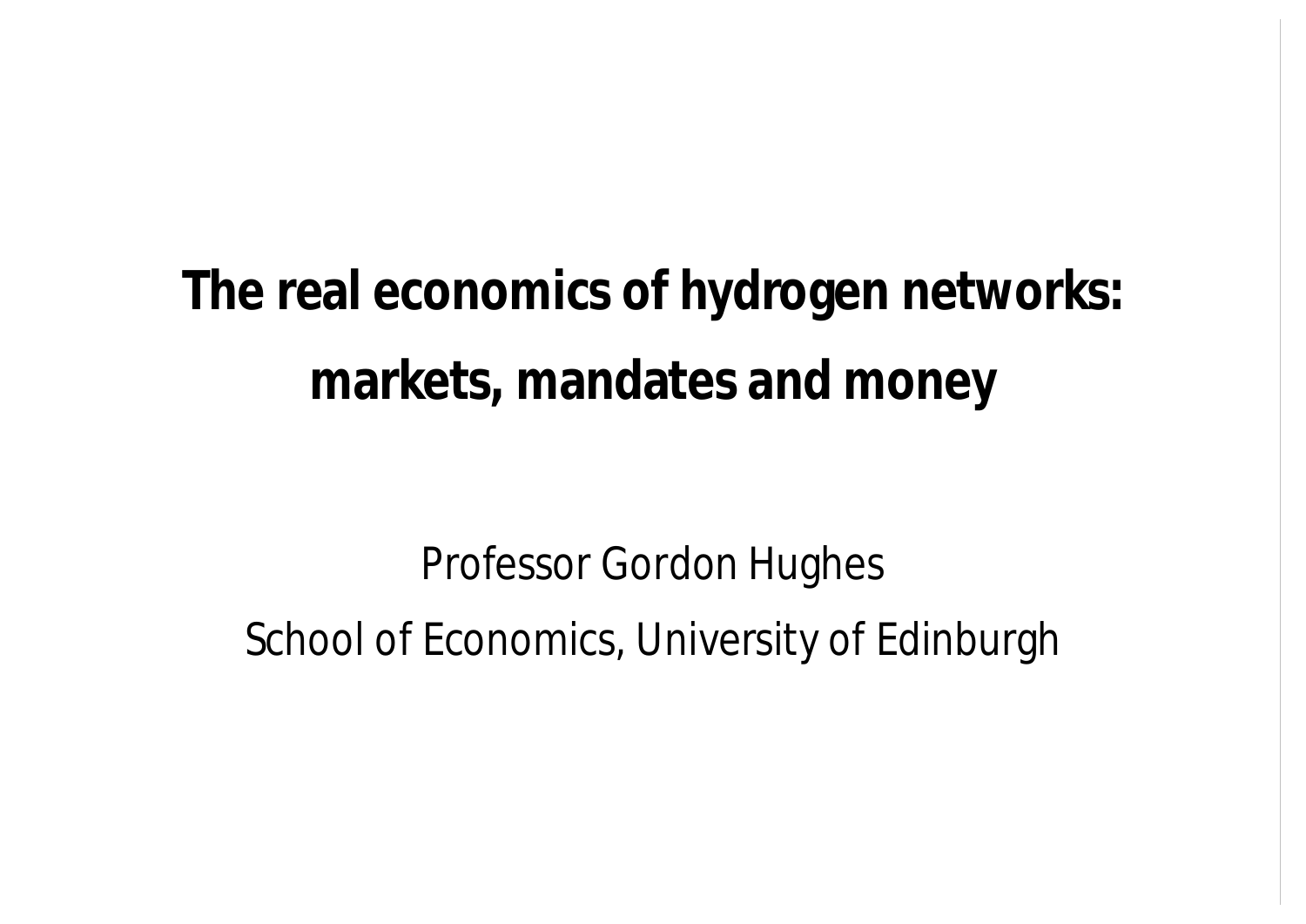# The real economics of hydrogen networks: markets, mandates and money

Professor Gordon Hughes

School of Economics, University of Edinburgh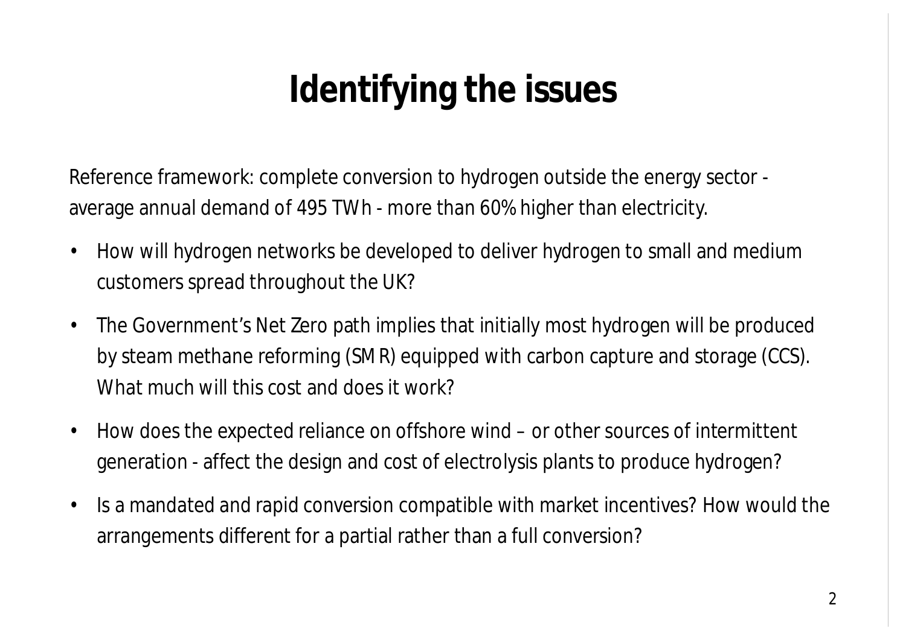# Identifying the issues

Reference framework: complete conversion to hydrogen outside the energy sector - average annual demand of 495 TWh - more than 60% higher than electricity.

- How will hydrogen networks be developed to deliver hydrogen to small and medium customers spread throughout the UK?
- The Government's Net Zero path implies that initially most hydrogen will be produced by steam methane reforming (SMR) equipped with carbon capture and storage (CCS). What much will this cost and does it work?
- How does the expected reliance on offshore wind – or other sources of intermittent generation - affect the design and cost of electrolysis plants to produce hydrogen?
- Is a mandated and rapid conversion compatible with market incentives? How would the arrangements different for a partial rather than a full conversion?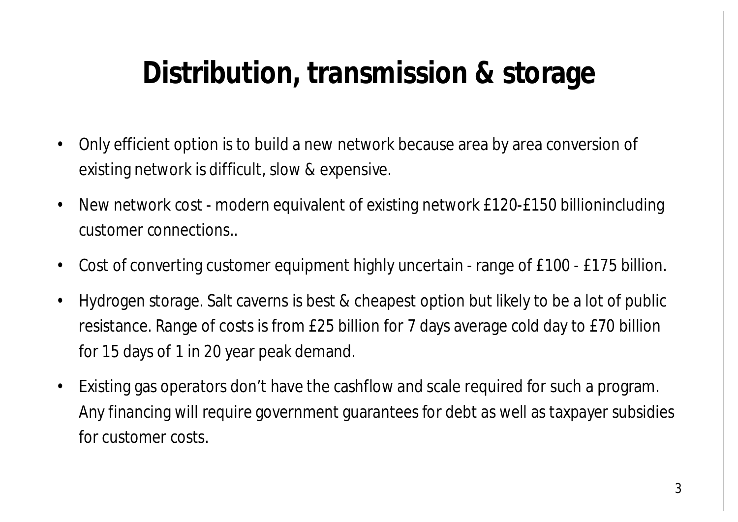# Distribution, transmission & storage

- Only efficient option is to build a new network because area by area conversion of existing network is difficult, slow & expensive.
- New network cost - modern equivalent of existing network £120-£150 billionincluding customer connections..
- Cost of converting customer equipment highly uncertain - range of £100 - £175 billion.
- Hydrogen storage. Salt caverns is best & cheapest option but likely to be a lot of public resistance. Range of costs is from £25 billion for 7 days average cold day to £70 billion for 15 days of 1 in 20 year peak demand.
- Existing gas operators don't have the cashflow and scale required for such a program. Any financing will require government guarantees for debt as well as taxpayer subsidies for customer costs.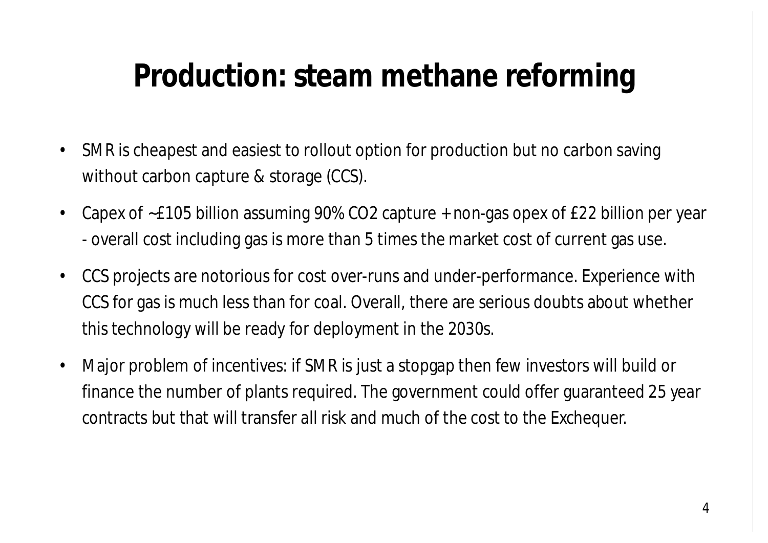# Production: steam methane reforming

- SMR is cheapest and easiest to rollout option for production but no carbon saving without carbon capture & storage (CCS).
- Capex of ~£105 billion assuming 90% $CO_2$ capture + non-gas opex of £22 billion per year - overall cost including gas is more than 5 times the market cost of current gas use.
- CCS projects are notorious for cost over-runs and under-performance. Experience with CCS for gas is much less than for coal. Overall, there are serious doubts about whether this technology will be ready for deployment in the 2030s.
- Major problem of incentives: if SMR is just a stopgap then few investors will build or finance the number of plants required. The government could offer guaranteed 25 year contracts but that will transfer all risk and much of the cost to the Exchequer.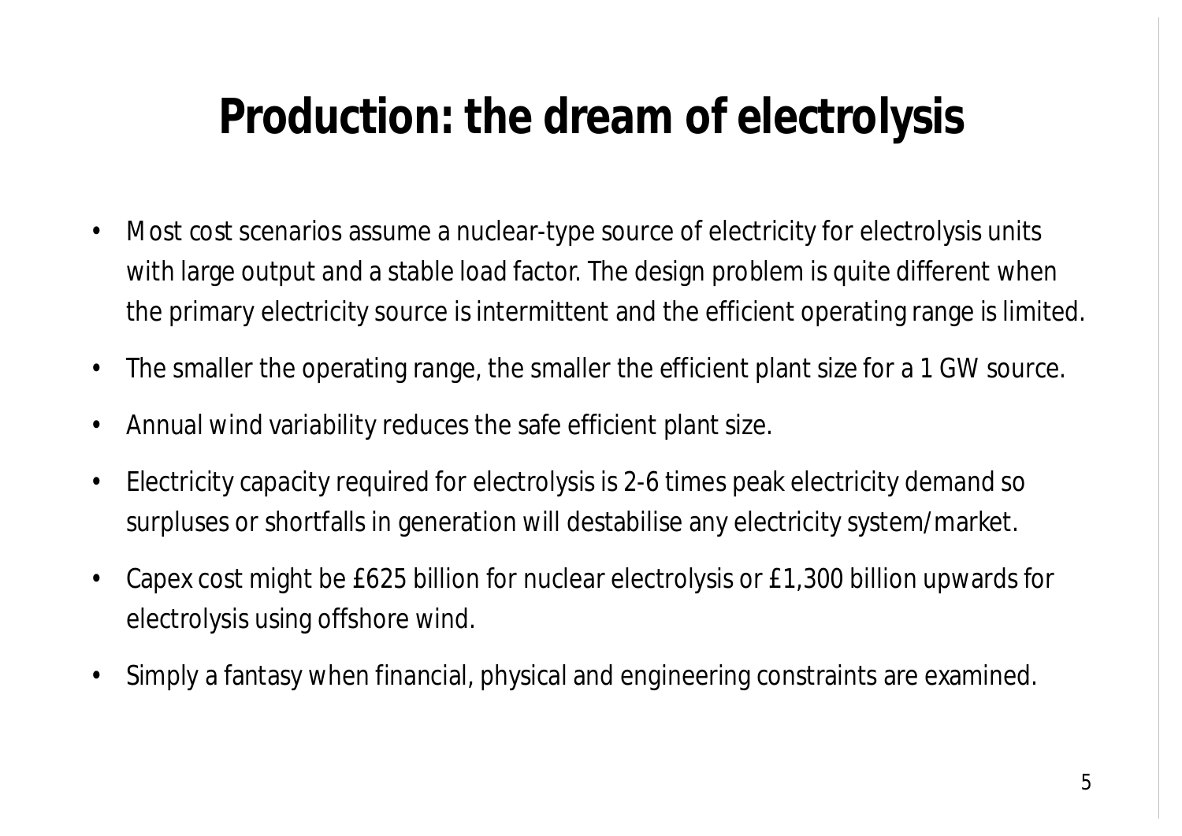# Production: the dream of electrolysis

- Most cost scenarios assume a nuclear-type source of electricity for electrolysis units with large output and a stable load factor. The design problem is quite different when the primary electricity source is intermittent and the efficient operating range is limited.
- The smaller the operating range, the smaller the efficient plant size for a 1 GW source.
- Annual wind variability reduces the safe efficient plant size.
- Electricity capacity required for electrolysis is 2-6 times peak electricity demand so surpluses or shortfalls in generation will destabilise any electricity system/market.
- Capex cost might be £625 billion for nuclear electrolysis or £1,300 billion upwards for electrolysis using offshore wind.
- Simply a fantasy when financial, physical and engineering constraints are examined.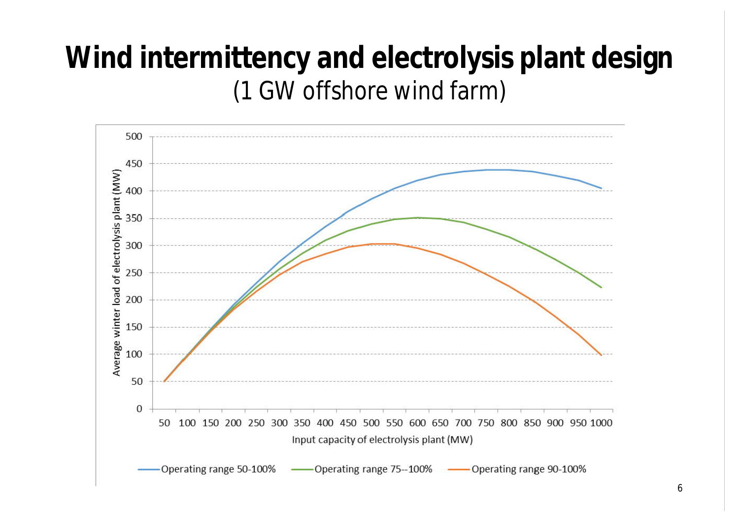# Wind intermittency and electrolysis plant design

(1 GW offshore wind farm)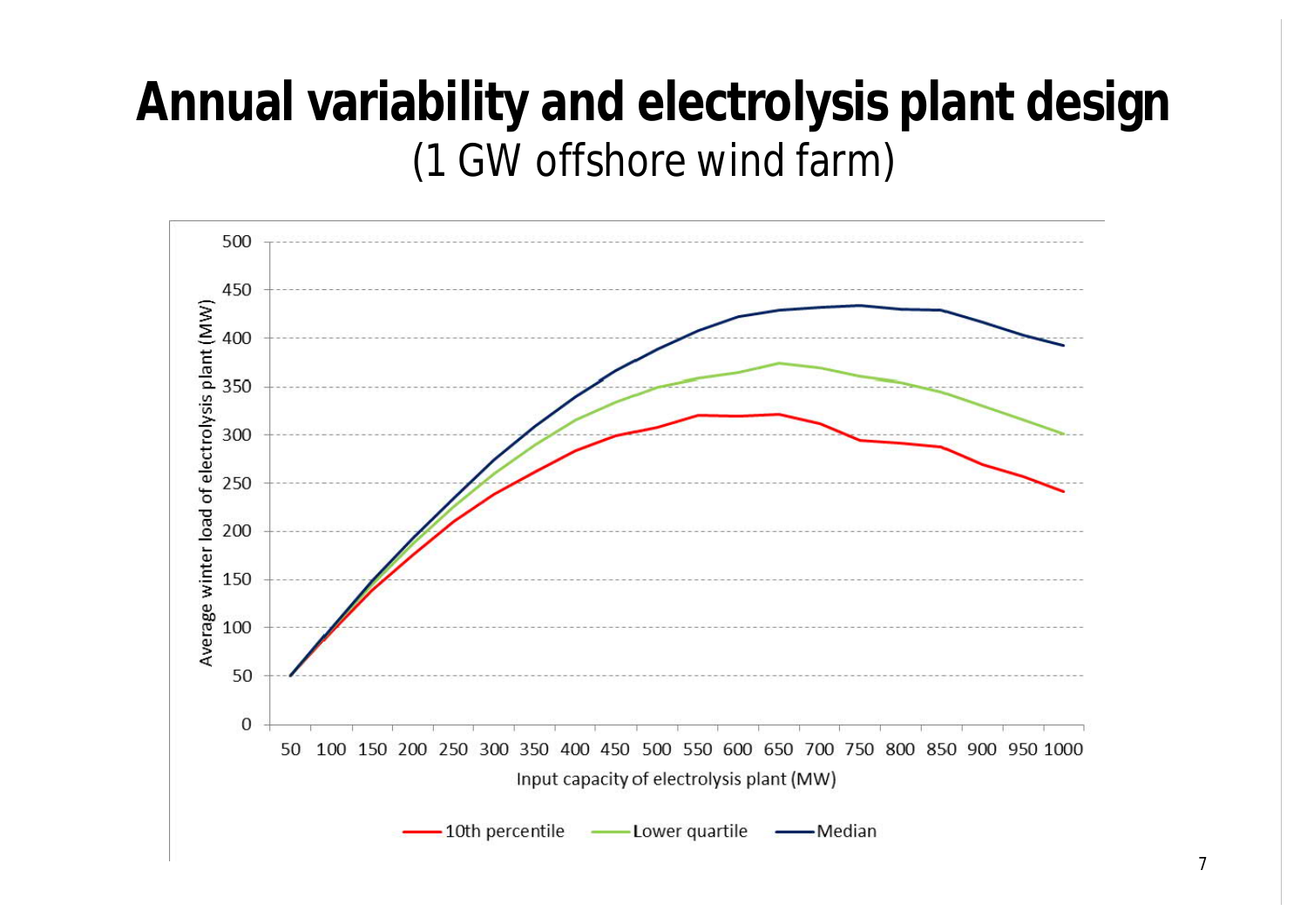# Annual variability and electrolysis plant design

(1 GW offshore wind farm)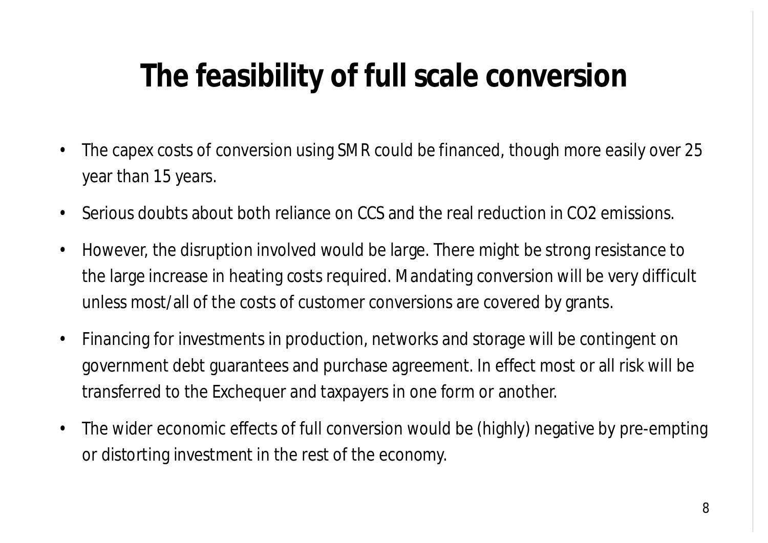# The feasibility of full scale conversion

- The capex costs of conversion using SMR could be financed, though more easily over 25 year than 15 years.
- Serious doubts about both reliance on CCS and the real reduction in $CO_2$ emissions.
- However, the disruption involved would be large. There might be strong resistance to the large increase in heating costs required. Mandating conversion will be very difficult unless most/all of the costs of customer conversions are covered by grants.
- Financing for investments in production, networks and storage will be contingent on government debt guarantees and purchase agreement. In effect most or all risk will be transferred to the Exchequer and taxpayers in one form or another.
- The wider economic effects of full conversion would be (highly) negative by pre-empting or distorting investment in the rest of the economy.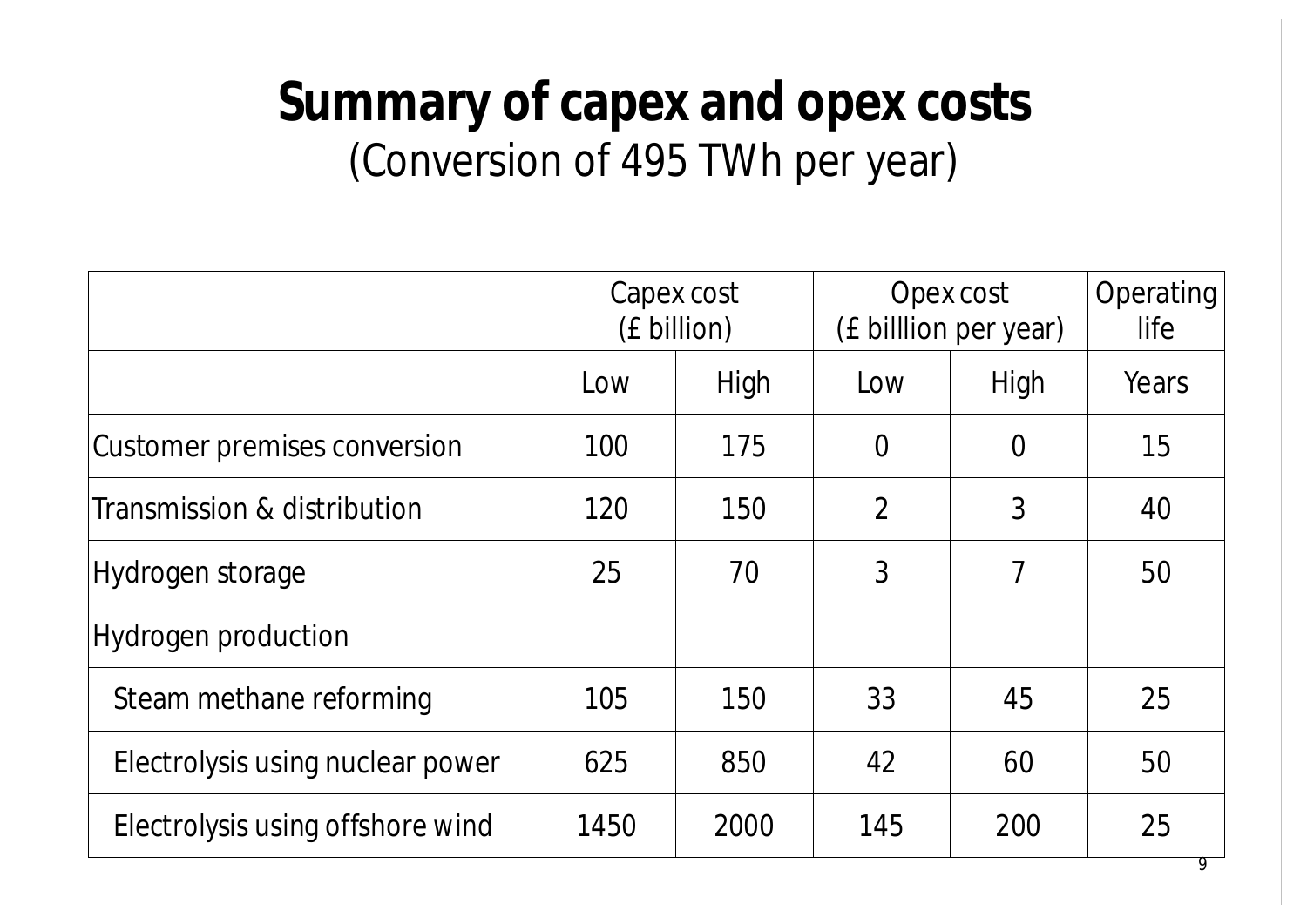# Summary of capex and opex costs

(Conversion of 495 TWh per year)

| | Capex cost (£ billion) | | Opex cost (£ billlion per year) | | Operating life |
|---|---|---|---|---|---|
| | Low | High | Low | High | Years |
| Customer premises conversion | 100 | 175 | 0 | 0 | 15 |
| Transmission & distribution | 120 | 150 | 2 | 3 | 40 |
| Hydrogen storage | 25 | 70 | 3 | 7 | 50 |
| Hydrogen production | | | | | |
| Steam methane reforming | 105 | 150 | 33 | 45 | 25 |
| Electrolysis using nuclear power | 625 | 850 | 42 | 60 | 50 |
| Electrolysis using offshore wind | 1450 | 2000 | 145 | 200 | 25 |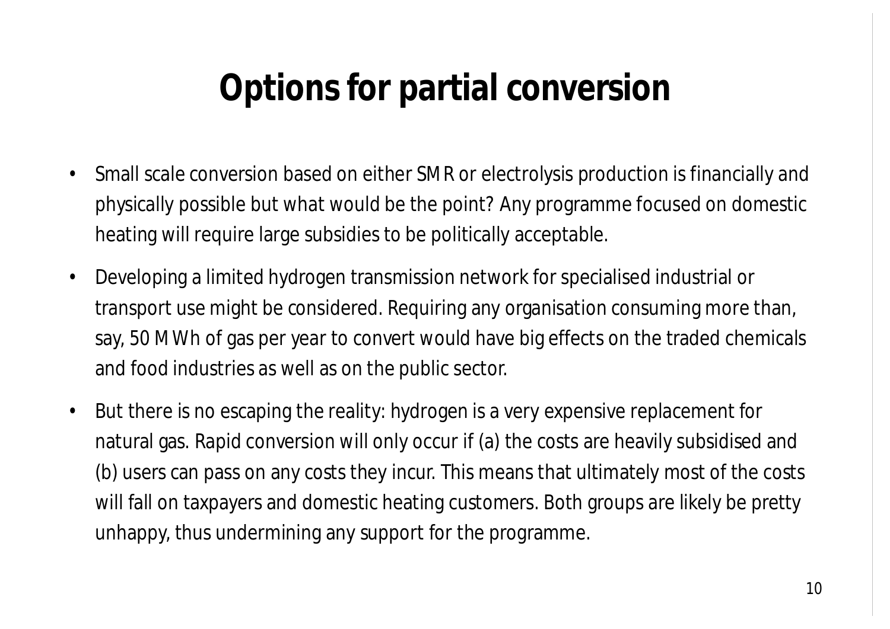# Options for partial conversion

- Small scale conversion based on either SMR or electrolysis production is financially and physically possible but what would be the point? Any programme focused on domestic heating will require large subsidies to be politically acceptable.
- Developing a limited hydrogen transmission network for specialised industrial or transport use might be considered. Requiring any organisation consuming more than, say, 50 MWh of gas per year to convert would have big effects on the traded chemicals and food industries as well as on the public sector.
- But there is no escaping the reality: hydrogen is a very expensive replacement for natural gas. Rapid conversion will only occur if (a) the costs are heavily subsidised and (b) users can pass on any costs they incur. This means that ultimately most of the costs will fall on taxpayers and domestic heating customers. Both groups are likely be pretty unhappy, thus undermining any support for the programme.